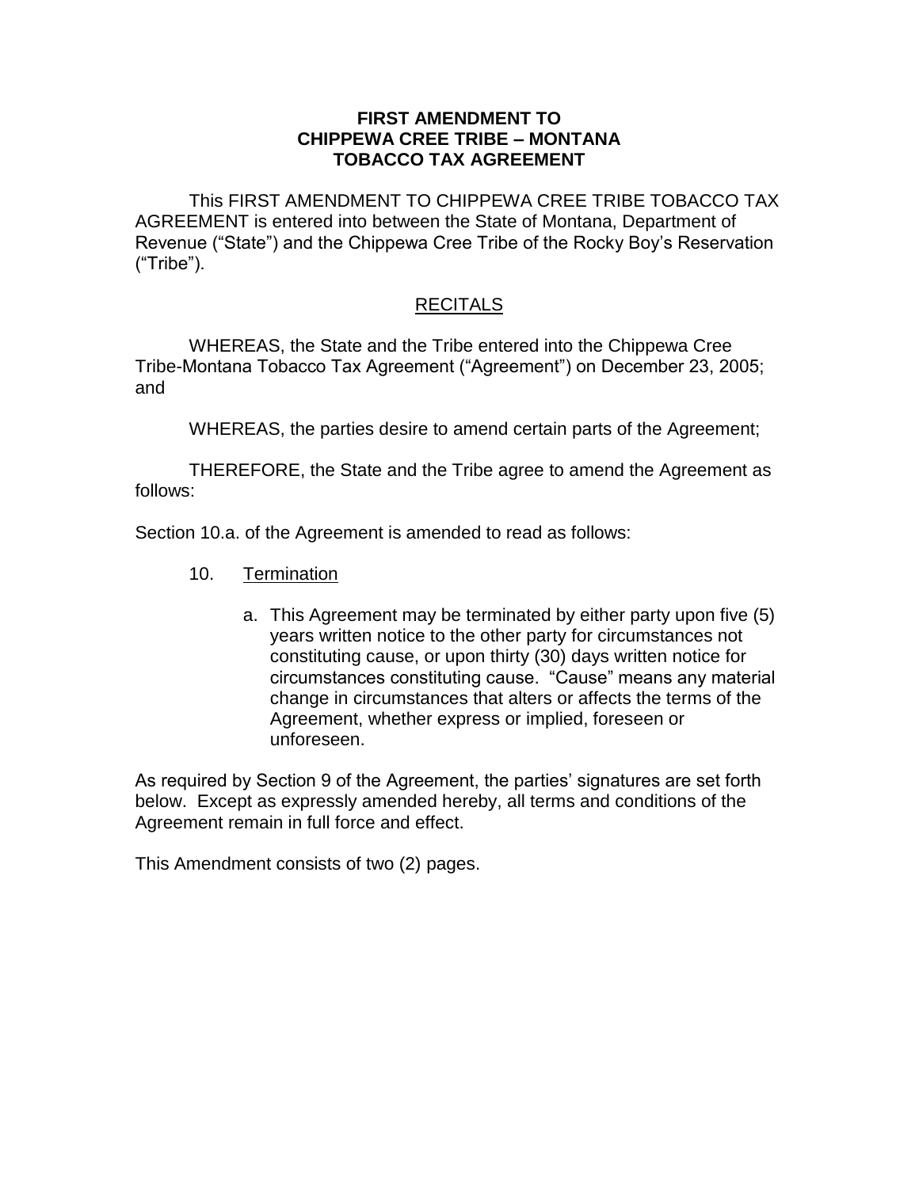# FIRST AMENDMENT TO CHIPPEWA CREE TRIBE – MONTANA TOBACCO TAX AGREEMENT

This FIRST AMENDMENT TO CHIPPEWA CREE TRIBE TOBACCO TAX AGREEMENT is entered into between the State of Montana, Department of Revenue ("State") and the Chippewa Cree Tribe of the Rocky Boy's Reservation ("Tribe").

## RECITALS

WHEREAS, the State and the Tribe entered into the Chippewa Cree Tribe-Montana Tobacco Tax Agreement ("Agreement") on December 23, 2005; and

WHEREAS, the parties desire to amend certain parts of the Agreement;

THEREFORE, the State and the Tribe agree to amend the Agreement as follows:

Section 10.a. of the Agreement is amended to read as follows:

10. Termination

   a. This Agreement may be terminated by either party upon five (5) years written notice to the other party for circumstances not constituting cause, or upon thirty (30) days written notice for circumstances constituting cause. "Cause" means any material change in circumstances that alters or affects the terms of the Agreement, whether express or implied, foreseen or unforeseen.

As required by Section 9 of the Agreement, the parties' signatures are set forth below. Except as expressly amended hereby, all terms and conditions of the Agreement remain in full force and effect.

This Amendment consists of two (2) pages.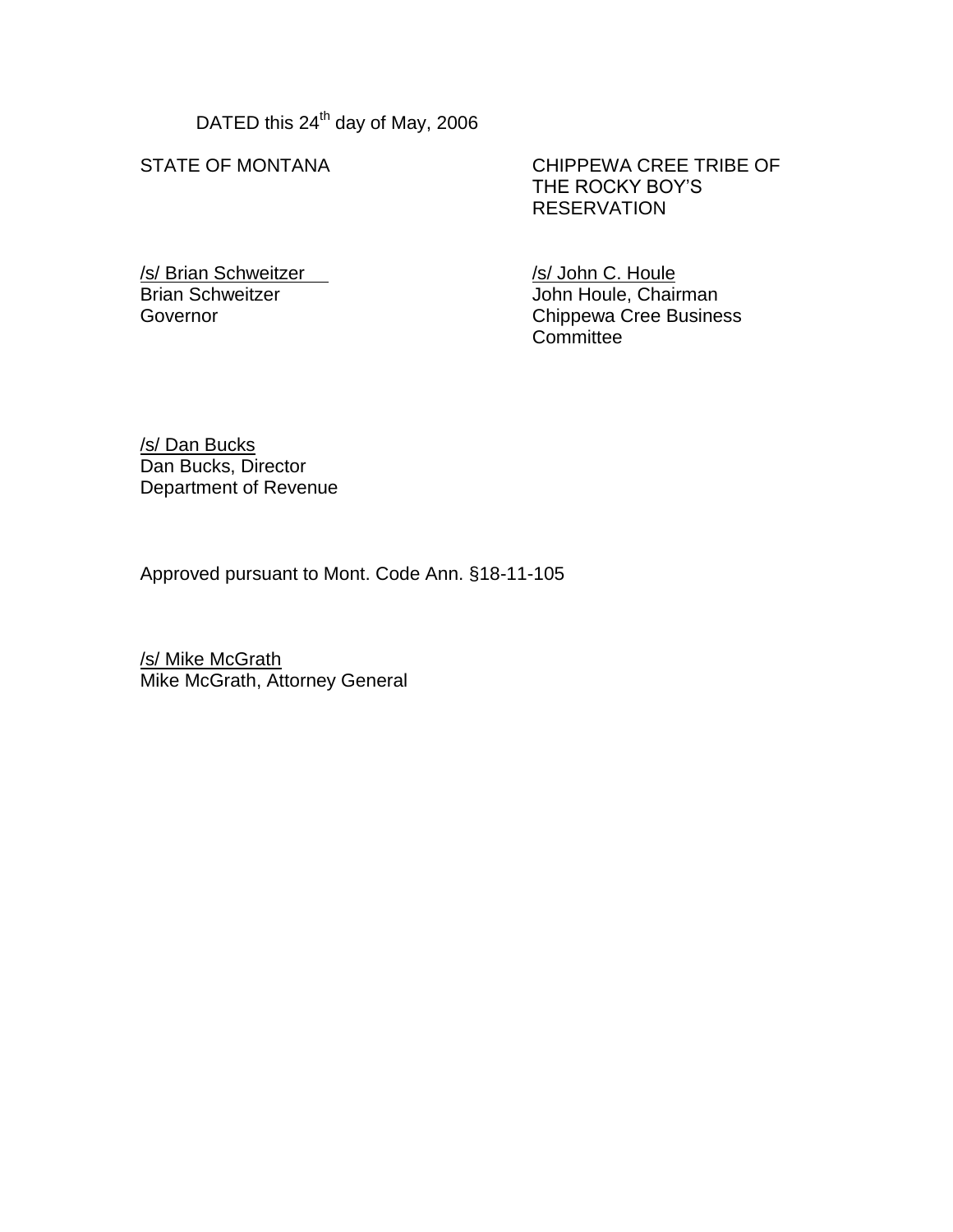DATED this 24th day of May, 2006

STATE OF MONTANA

/s/ Brian Schweitzer
Brian Schweitzer
Governor

CHIPPEWA CREE TRIBE OF THE ROCKY BOY'S RESERVATION

/s/ John C. Houle
John Houle, Chairman
Chippewa Cree Business Committee

/s/ Dan Bucks
Dan Bucks, Director
Department of Revenue

Approved pursuant to Mont. Code Ann. §18-11-105

/s/ Mike McGrath
Mike McGrath, Attorney General